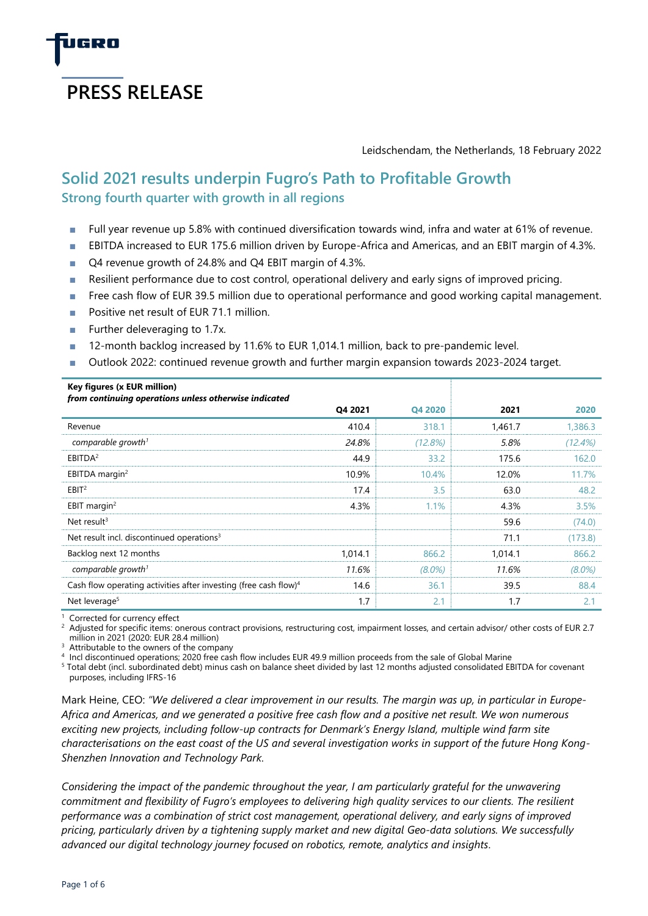# PRESS RELEASE

Leidschendam, the Netherlands, 18 February 2022

## Solid 2021 results underpin Fugro's Path to Profitable Growth

### Strong fourth quarter with growth in all regions

- Full year revenue up 5.8% with continued diversification towards wind, infra and water at 61% of revenue.
- EBITDA increased to EUR 175.6 million driven by Europe-Africa and Americas, and an EBIT margin of 4.3%.
- Q4 revenue growth of 24.8% and Q4 EBIT margin of 4.3%.
- Resilient performance due to cost control, operational delivery and early signs of improved pricing.
- Free cash flow of EUR 39.5 million due to operational performance and good working capital management.
- Positive net result of EUR 71.1 million.
- Further deleveraging to 1.7x.
- 12-month backlog increased by 11.6% to EUR 1,014.1 million, back to pre-pandemic level.
- Outlook 2022: continued revenue growth and further margin expansion towards 2023-2024 target.

| **Key figures (x EUR million)** *from continuing operations unless otherwise indicated* | Q4 2021 | Q4 2020 | 2021 | 2020 |
|---|---|---|---|---|
| Revenue | 410.4 | 318.1 | 1,461.7 | 1,386.3 |
| *comparable growth[1]* | *24.8%* | *(12.8%)* | *5.8%* | *(12.4%)* |
| EBITDA[2] | 44.9 | 33.2 | 175.6 | 162.0 |
| EBITDA margin[2] | 10.9% | 10.4% | 12.0% | 11.7% |
| EBIT[2] | 17.4 | 3.5 | 63.0 | 48.2 |
| EBIT margin[2] | 4.3% | 1.1% | 4.3% | 3.5% |
| Net result[3] | | | 59.6 | (74.0) |
| Net result incl. discontinued operations[3] | | | 71.1 | (173.8) |
| Backlog next 12 months | 1,014.1 | 866.2 | 1,014.1 | 866.2 |
| *comparable growth[1]* | *11.6%* | *(8.0%)* | *11.6%* | *(8.0%)* |
| Cash flow operating activities after investing (free cash flow)[4] | 14.6 | 36.1 | 39.5 | 88.4 |
| Net leverage[5] | 1.7 | 2.1 | 1.7 | 2.1 |

[1] Corrected for currency effect
[2] Adjusted for specific items: onerous contract provisions, restructuring cost, impairment losses, and certain advisor/ other costs of EUR 2.7 million in 2021 (2020: EUR 28.4 million)
[3] Attributable to the owners of the company
[4] Incl discontinued operations; 2020 free cash flow includes EUR 49.9 million proceeds from the sale of Global Marine
[5] Total debt (incl. subordinated debt) minus cash on balance sheet divided by last 12 months adjusted consolidated EBITDA for covenant purposes, including IFRS-16

Mark Heine, CEO: *"We delivered a clear improvement in our results. The margin was up, in particular in Europe-Africa and Americas, and we generated a positive free cash flow and a positive net result. We won numerous exciting new projects, including follow-up contracts for Denmark's Energy Island, multiple wind farm site characterisations on the east coast of the US and several investigation works in support of the future Hong Kong-Shenzhen Innovation and Technology Park.*

*Considering the impact of the pandemic throughout the year, I am particularly grateful for the unwavering commitment and flexibility of Fugro's employees to delivering high quality services to our clients. The resilient performance was a combination of strict cost management, operational delivery, and early signs of improved pricing, particularly driven by a tightening supply market and new digital Geo-data solutions. We successfully advanced our digital technology journey focused on robotics, remote, analytics and insights.*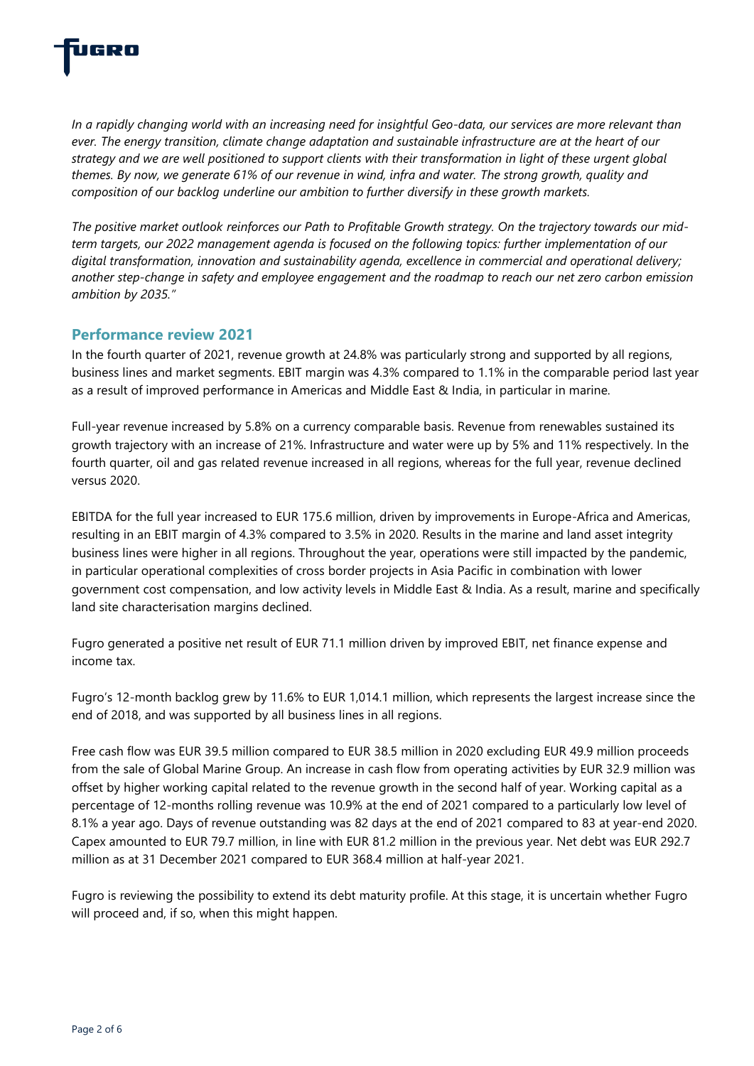*In a rapidly changing world with an increasing need for insightful Geo-data, our services are more relevant than ever. The energy transition, climate change adaptation and sustainable infrastructure are at the heart of our strategy and we are well positioned to support clients with their transformation in light of these urgent global themes. By now, we generate 61% of our revenue in wind, infra and water. The strong growth, quality and composition of our backlog underline our ambition to further diversify in these growth markets.*

*The positive market outlook reinforces our Path to Profitable Growth strategy. On the trajectory towards our mid-term targets, our 2022 management agenda is focused on the following topics: further implementation of our digital transformation, innovation and sustainability agenda, excellence in commercial and operational delivery; another step-change in safety and employee engagement and the roadmap to reach our net zero carbon emission ambition by 2035."*

## Performance review 2021

In the fourth quarter of 2021, revenue growth at 24.8% was particularly strong and supported by all regions, business lines and market segments. EBIT margin was 4.3% compared to 1.1% in the comparable period last year as a result of improved performance in Americas and Middle East & India, in particular in marine.

Full-year revenue increased by 5.8% on a currency comparable basis. Revenue from renewables sustained its growth trajectory with an increase of 21%. Infrastructure and water were up by 5% and 11% respectively. In the fourth quarter, oil and gas related revenue increased in all regions, whereas for the full year, revenue declined versus 2020.

EBITDA for the full year increased to EUR 175.6 million, driven by improvements in Europe-Africa and Americas, resulting in an EBIT margin of 4.3% compared to 3.5% in 2020. Results in the marine and land asset integrity business lines were higher in all regions. Throughout the year, operations were still impacted by the pandemic, in particular operational complexities of cross border projects in Asia Pacific in combination with lower government cost compensation, and low activity levels in Middle East & India. As a result, marine and specifically land site characterisation margins declined.

Fugro generated a positive net result of EUR 71.1 million driven by improved EBIT, net finance expense and income tax.

Fugro's 12-month backlog grew by 11.6% to EUR 1,014.1 million, which represents the largest increase since the end of 2018, and was supported by all business lines in all regions.

Free cash flow was EUR 39.5 million compared to EUR 38.5 million in 2020 excluding EUR 49.9 million proceeds from the sale of Global Marine Group. An increase in cash flow from operating activities by EUR 32.9 million was offset by higher working capital related to the revenue growth in the second half of year. Working capital as a percentage of 12-months rolling revenue was 10.9% at the end of 2021 compared to a particularly low level of 8.1% a year ago. Days of revenue outstanding was 82 days at the end of 2021 compared to 83 at year-end 2020. Capex amounted to EUR 79.7 million, in line with EUR 81.2 million in the previous year. Net debt was EUR 292.7 million as at 31 December 2021 compared to EUR 368.4 million at half-year 2021.

Fugro is reviewing the possibility to extend its debt maturity profile. At this stage, it is uncertain whether Fugro will proceed and, if so, when this might happen.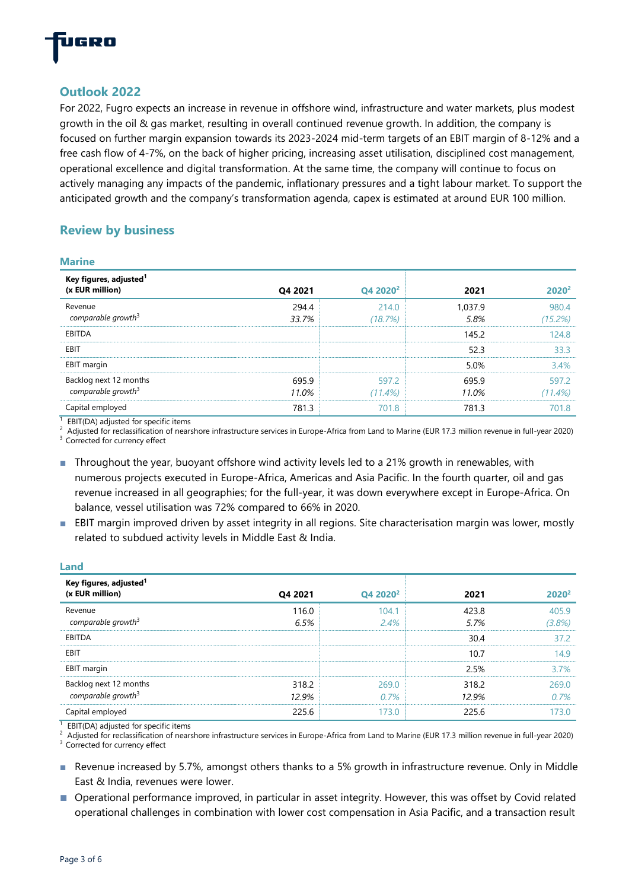## Outlook 2022

For 2022, Fugro expects an increase in revenue in offshore wind, infrastructure and water markets, plus modest growth in the oil & gas market, resulting in overall continued revenue growth. In addition, the company is focused on further margin expansion towards its 2023-2024 mid-term targets of an EBIT margin of 8-12% and a free cash flow of 4-7%, on the back of higher pricing, increasing asset utilisation, disciplined cost management, operational excellence and digital transformation. At the same time, the company will continue to focus on actively managing any impacts of the pandemic, inflationary pressures and a tight labour market. To support the anticipated growth and the company's transformation agenda, capex is estimated at around EUR 100 million.

## Review by business

### Marine

| Key figures, adjusted[1] (x EUR million) | Q4 2021 | Q4 2020[2] | 2021 | 2020[2] |
|---|---|---|---|---|
| Revenue | 294.4 | 214.0 | 1,037.9 | 980.4 |
| *comparable growth[3]* | *33.7%* | *(18.7%)* | *5.8%* | *(15.2%)* |
| EBITDA | | | 145.2 | 124.8 |
| EBIT | | | 52.3 | 33.3 |
| EBIT margin | | | 5.0% | 3.4% |
| Backlog next 12 months | 695.9 | 597.2 | 695.9 | 597.2 |
| *comparable growth[3]* | *11.0%* | *(11.4%)* | *11.0%* | *(11.4%)* |
| Capital employed | 781.3 | 701.8 | 781.3 | 701.8 |

[1] EBIT(DA) adjusted for specific items
[2] Adjusted for reclassification of nearshore infrastructure services in Europe-Africa from Land to Marine (EUR 17.3 million revenue in full-year 2020)
[3] Corrected for currency effect

- Throughout the year, buoyant offshore wind activity levels led to a 21% growth in renewables, with numerous projects executed in Europe-Africa, Americas and Asia Pacific. In the fourth quarter, oil and gas revenue increased in all geographies; for the full-year, it was down everywhere except in Europe-Africa. On balance, vessel utilisation was 72% compared to 66% in 2020.
- EBIT margin improved driven by asset integrity in all regions. Site characterisation margin was lower, mostly related to subdued activity levels in Middle East & India.

### Land

| Key figures, adjusted[1] (x EUR million) | Q4 2021 | Q4 2020[2] | 2021 | 2020[2] |
|---|---|---|---|---|
| Revenue | 116.0 | 104.1 | 423.8 | 405.9 |
| *comparable growth[3]* | *6.5%* | *2.4%* | *5.7%* | *(3.8%)* |
| EBITDA | | | 30.4 | 37.2 |
| EBIT | | | 10.7 | 14.9 |
| EBIT margin | | | 2.5% | 3.7% |
| Backlog next 12 months | 318.2 | 269.0 | 318.2 | 269.0 |
| *comparable growth[3]* | *12.9%* | *0.7%* | *12.9%* | *0.7%* |
| Capital employed | 225.6 | 173.0 | 225.6 | 173.0 |

[1] EBIT(DA) adjusted for specific items
[2] Adjusted for reclassification of nearshore infrastructure services in Europe-Africa from Land to Marine (EUR 17.3 million revenue in full-year 2020)
[3] Corrected for currency effect

- Revenue increased by 5.7%, amongst others thanks to a 5% growth in infrastructure revenue. Only in Middle East & India, revenues were lower.
- Operational performance improved, in particular in asset integrity. However, this was offset by Covid related operational challenges in combination with lower cost compensation in Asia Pacific, and a transaction result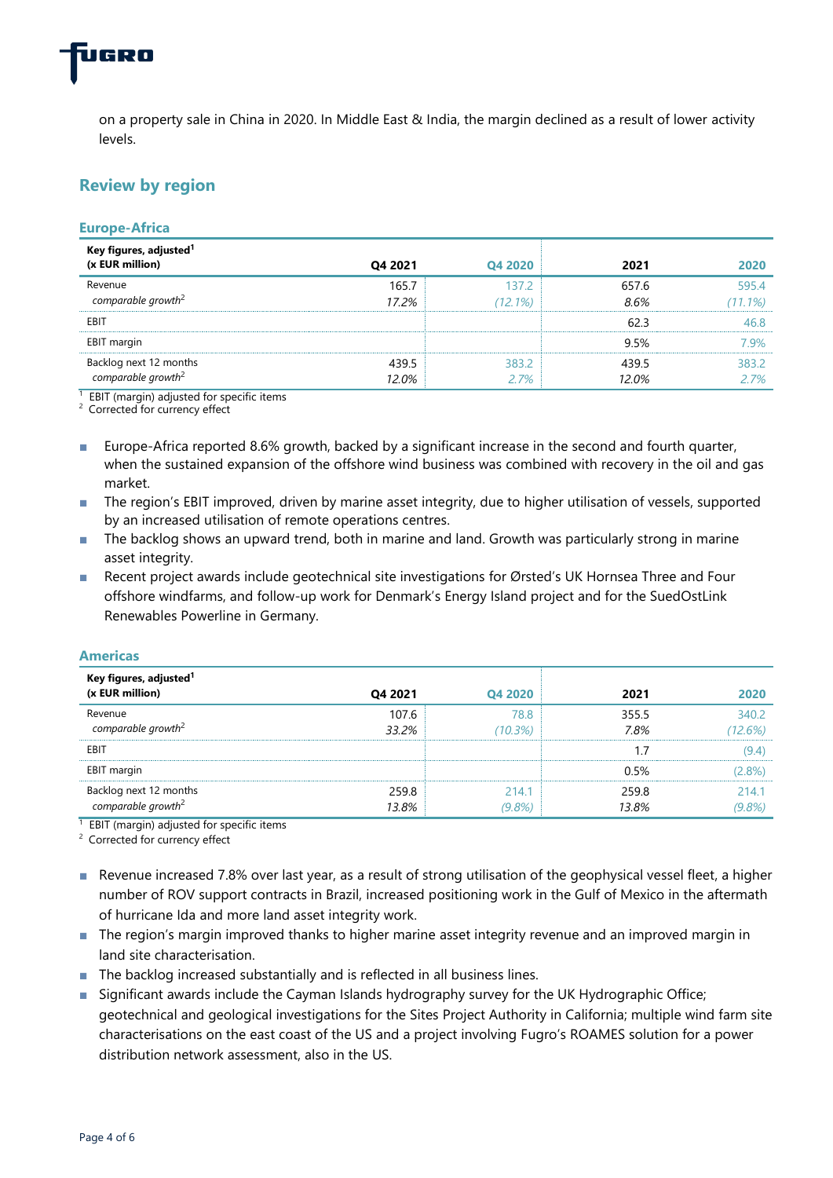on a property sale in China in 2020. In Middle East & India, the margin declined as a result of lower activity levels.

## Review by region

### Europe-Africa

| Key figures, adjusted[1] (x EUR million) | Q4 2021 | Q4 2020 | 2021 | 2020 |
|---|---|---|---|---|
| Revenue | 165.7 | 137.2 | 657.6 | 595.4 |
| *comparable growth[2]* | *17.2%* | *(12.1%)* | *8.6%* | *(11.1%)* |
| EBIT | | | 62.3 | 46.8 |
| EBIT margin | | | 9.5% | 7.9% |
| Backlog next 12 months | 439.5 | 383.2 | 439.5 | 383.2 |
| *comparable growth[2]* | *12.0%* | *2.7%* | *12.0%* | *2.7%* |

[1] EBIT (margin) adjusted for specific items
[2] Corrected for currency effect

- Europe-Africa reported 8.6% growth, backed by a significant increase in the second and fourth quarter, when the sustained expansion of the offshore wind business was combined with recovery in the oil and gas market.
- The region's EBIT improved, driven by marine asset integrity, due to higher utilisation of vessels, supported by an increased utilisation of remote operations centres.
- The backlog shows an upward trend, both in marine and land. Growth was particularly strong in marine asset integrity.
- Recent project awards include geotechnical site investigations for Ørsted's UK Hornsea Three and Four offshore windfarms, and follow-up work for Denmark's Energy Island project and for the SuedOstLink Renewables Powerline in Germany.

### Americas

| Key figures, adjusted[1] (x EUR million) | Q4 2021 | Q4 2020 | 2021 | 2020 |
|---|---|---|---|---|
| Revenue | 107.6 | 78.8 | 355.5 | 340.2 |
| *comparable growth[2]* | *33.2%* | *(10.3%)* | *7.8%* | *(12.6%)* |
| EBIT | | | 1.7 | (9.4) |
| EBIT margin | | | 0.5% | (2.8%) |
| Backlog next 12 months | 259.8 | 214.1 | 259.8 | 214.1 |
| *comparable growth[2]* | *13.8%* | *(9.8%)* | *13.8%* | *(9.8%)* |

[1] EBIT (margin) adjusted for specific items
[2] Corrected for currency effect

- Revenue increased 7.8% over last year, as a result of strong utilisation of the geophysical vessel fleet, a higher number of ROV support contracts in Brazil, increased positioning work in the Gulf of Mexico in the aftermath of hurricane Ida and more land asset integrity work.
- The region's margin improved thanks to higher marine asset integrity revenue and an improved margin in land site characterisation.
- The backlog increased substantially and is reflected in all business lines.
- Significant awards include the Cayman Islands hydrography survey for the UK Hydrographic Office; geotechnical and geological investigations for the Sites Project Authority in California; multiple wind farm site characterisations on the east coast of the US and a project involving Fugro's ROAMES solution for a power distribution network assessment, also in the US.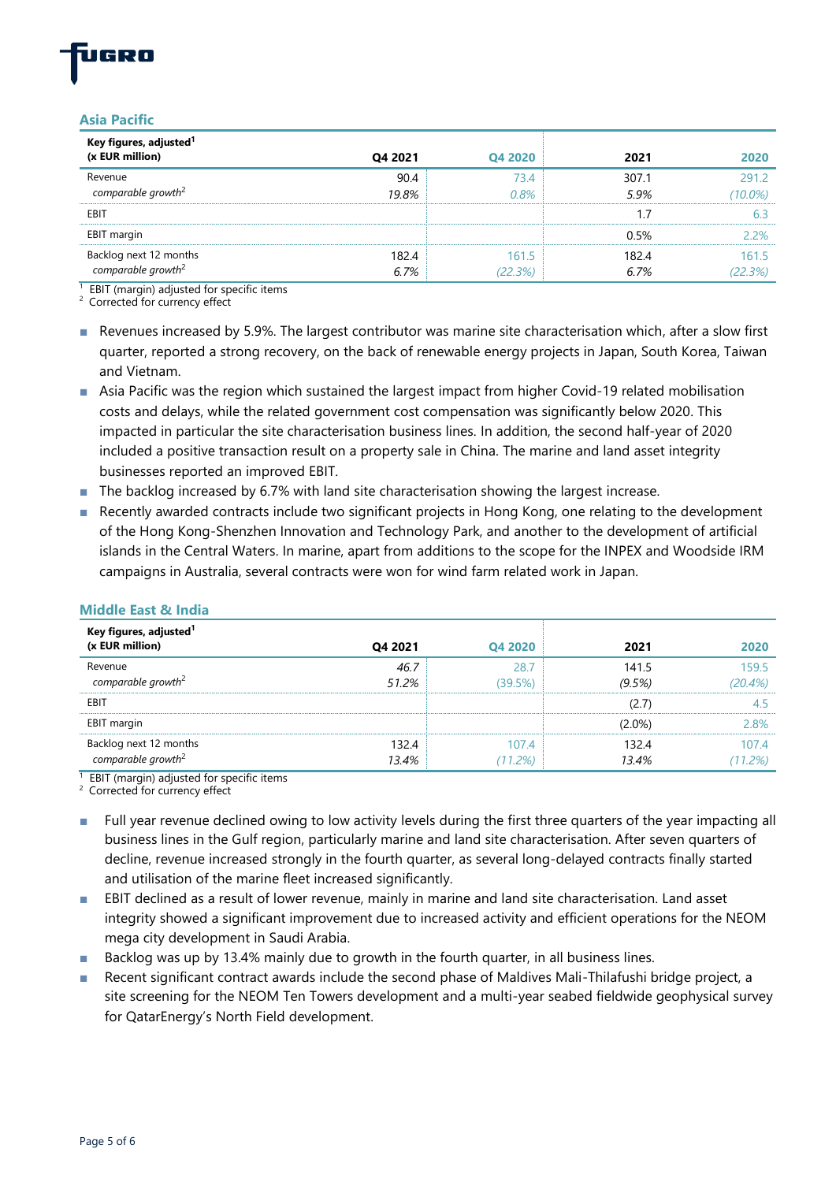## Asia Pacific

| Key figures, adjusted[1] (x EUR million) | Q4 2021 | Q4 2020 | 2021 | 2020 |
|---|---|---|---|---|
| Revenue | 90.4 | 73.4 | 307.1 | 291.2 |
| *comparable growth*[2] | *19.8%* | *0.8%* | *5.9%* | *(10.0%)* |
| EBIT | | | 1.7 | 6.3 |
| EBIT margin | | | 0.5% | 2.2% |
| Backlog next 12 months | 182.4 | 161.5 | 182.4 | 161.5 |
| *comparable growth*[2] | *6.7%* | *(22.3%)* | *6.7%* | *(22.3%)* |

[1] EBIT (margin) adjusted for specific items
[2] Corrected for currency effect

- Revenues increased by 5.9%. The largest contributor was marine site characterisation which, after a slow first quarter, reported a strong recovery, on the back of renewable energy projects in Japan, South Korea, Taiwan and Vietnam.
- Asia Pacific was the region which sustained the largest impact from higher Covid-19 related mobilisation costs and delays, while the related government cost compensation was significantly below 2020. This impacted in particular the site characterisation business lines. In addition, the second half-year of 2020 included a positive transaction result on a property sale in China. The marine and land asset integrity businesses reported an improved EBIT.
- The backlog increased by 6.7% with land site characterisation showing the largest increase.
- Recently awarded contracts include two significant projects in Hong Kong, one relating to the development of the Hong Kong-Shenzhen Innovation and Technology Park, and another to the development of artificial islands in the Central Waters. In marine, apart from additions to the scope for the INPEX and Woodside IRM campaigns in Australia, several contracts were won for wind farm related work in Japan.

## Middle East & India

| Key figures, adjusted[1] (x EUR million) | Q4 2021 | Q4 2020 | 2021 | 2020 |
|---|---|---|---|---|
| Revenue | *46.7* | 28.7 | 141.5 | 159.5 |
| *comparable growth*[2] | *51.2%* | *(39.5%)* | *(9.5%)* | *(20.4%)* |
| EBIT | | | (2.7) | 4.5 |
| EBIT margin | | | (2.0%) | 2.8% |
| Backlog next 12 months | 132.4 | 107.4 | 132.4 | 107.4 |
| *comparable growth*[2] | *13.4%* | *(11.2%)* | *13.4%* | *(11.2%)* |

[1] EBIT (margin) adjusted for specific items
[2] Corrected for currency effect

- Full year revenue declined owing to low activity levels during the first three quarters of the year impacting all business lines in the Gulf region, particularly marine and land site characterisation. After seven quarters of decline, revenue increased strongly in the fourth quarter, as several long-delayed contracts finally started and utilisation of the marine fleet increased significantly.
- EBIT declined as a result of lower revenue, mainly in marine and land site characterisation. Land asset integrity showed a significant improvement due to increased activity and efficient operations for the NEOM mega city development in Saudi Arabia.
- Backlog was up by 13.4% mainly due to growth in the fourth quarter, in all business lines.
- Recent significant contract awards include the second phase of Maldives Mali-Thilafushi bridge project, a site screening for the NEOM Ten Towers development and a multi-year seabed fieldwide geophysical survey for QatarEnergy's North Field development.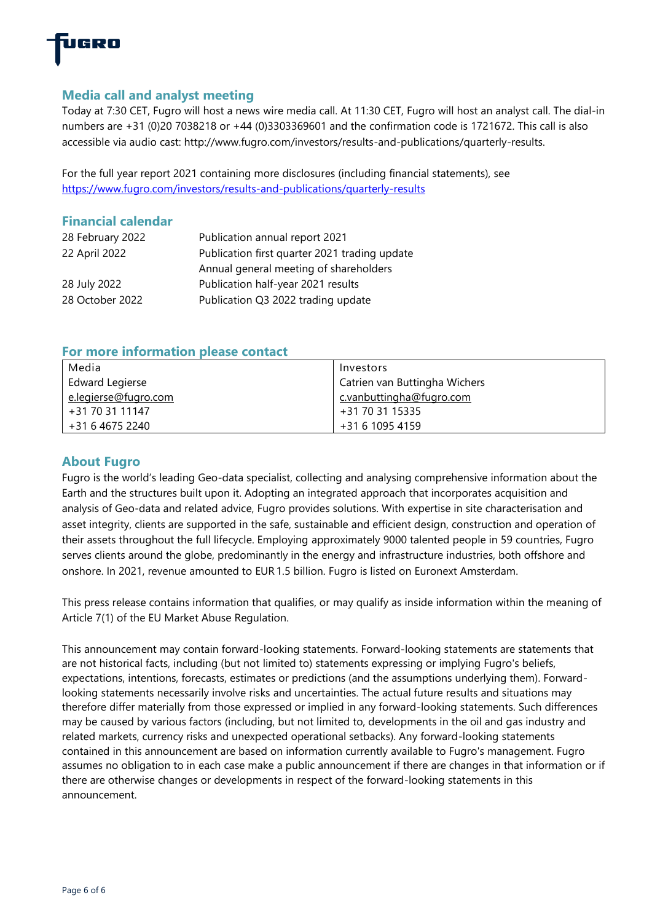## Media call and analyst meeting

Today at 7:30 CET, Fugro will host a news wire media call. At 11:30 CET, Fugro will host an analyst call. The dial-in numbers are +31 (0)20 7038218 or +44 (0)3303369601 and the confirmation code is 1721672. This call is also accessible via audio cast: http://www.fugro.com/investors/results-and-publications/quarterly-results.

For the full year report 2021 containing more disclosures (including financial statements), see https://www.fugro.com/investors/results-and-publications/quarterly-results

## Financial calendar

| | |
|---|---|
| 28 February 2022 | Publication annual report 2021 |
| 22 April 2022 | Publication first quarter 2021 trading update<br>Annual general meeting of shareholders |
| 28 July 2022 | Publication half-year 2021 results |
| 28 October 2022 | Publication Q3 2022 trading update |

## For more information please contact

| Media | Investors |
|---|---|
| Edward Legierse | Catrien van Buttingha Wichers |
| e.legierse@fugro.com | c.vanbuttingha@fugro.com |
| +31 70 31 11147 | +31 70 31 15335 |
| +31 6 4675 2240 | +31 6 1095 4159 |

## About Fugro

Fugro is the world's leading Geo-data specialist, collecting and analysing comprehensive information about the Earth and the structures built upon it. Adopting an integrated approach that incorporates acquisition and analysis of Geo-data and related advice, Fugro provides solutions. With expertise in site characterisation and asset integrity, clients are supported in the safe, sustainable and efficient design, construction and operation of their assets throughout the full lifecycle. Employing approximately 9000 talented people in 59 countries, Fugro serves clients around the globe, predominantly in the energy and infrastructure industries, both offshore and onshore. In 2021, revenue amounted to EUR 1.5 billion. Fugro is listed on Euronext Amsterdam.

This press release contains information that qualifies, or may qualify as inside information within the meaning of Article 7(1) of the EU Market Abuse Regulation.

This announcement may contain forward-looking statements. Forward-looking statements are statements that are not historical facts, including (but not limited to) statements expressing or implying Fugro's beliefs, expectations, intentions, forecasts, estimates or predictions (and the assumptions underlying them). Forward-looking statements necessarily involve risks and uncertainties. The actual future results and situations may therefore differ materially from those expressed or implied in any forward-looking statements. Such differences may be caused by various factors (including, but not limited to, developments in the oil and gas industry and related markets, currency risks and unexpected operational setbacks). Any forward-looking statements contained in this announcement are based on information currently available to Fugro's management. Fugro assumes no obligation to in each case make a public announcement if there are changes in that information or if there are otherwise changes or developments in respect of the forward-looking statements in this announcement.